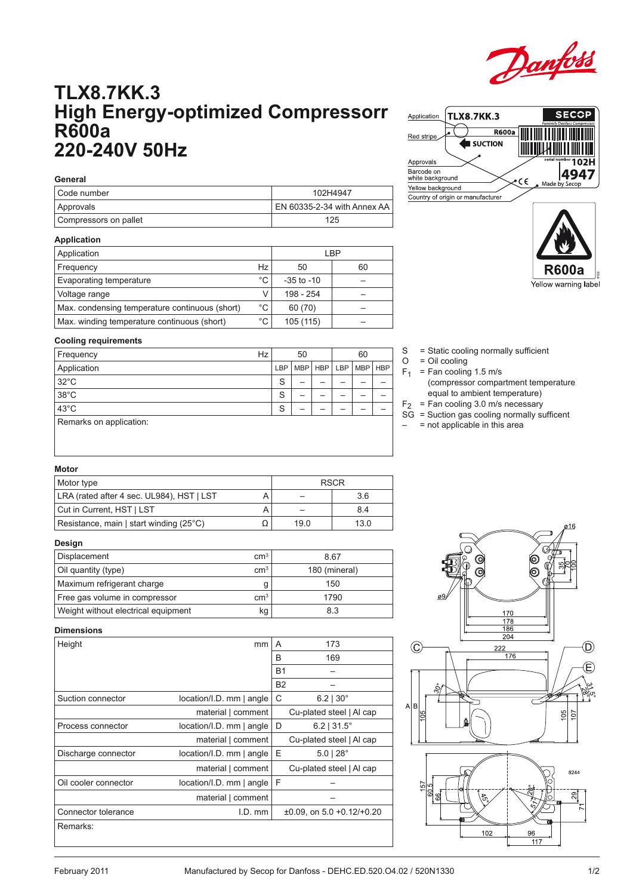# TLX8.7KK.3
# High Energy-optimized Compressorr R600a
# 220-240V 50Hz

### General

| Code number | 102H4947 |
|---|---|
| Approvals | EN 60335-2-34 with Annex AA |
| Compressors on pallet | 125 |

### Application

| Application | | LBP | |
|---|---|---|---|
| Frequency | Hz | 50 | 60 |
| Evaporating temperature | °C | -35 to -10 | – |
| Voltage range | V | 198 - 254 | – |
| Max. condensing temperature continuous (short) | °C | 60 (70) | – |
| Max. winding temperature continuous (short) | °C | 105 (115) | – |

### Cooling requirements

| Frequency | Hz | 50 | | | 60 | | |
|---|---|---|---|---|---|---|---|
| Application | | LBP | MBP | HBP | LBP | MBP | HBP |
| 32°C | | S | – | – | – | – | – |
| 38°C | | S | – | – | – | – | – |
| 43°C | | S | – | – | – | – | – |

Remarks on application:

- S = Static cooling normally sufficient
- O = Oil cooling
- $F_1$ = Fan cooling 1.5 m/s (compressor compartment temperature equal to ambient temperature)
- $F_2$ = Fan cooling 3.0 m/s necessary
- SG = Suction gas cooling normally suffficent
- – = not applicable in this area

### Motor

| Motor type | | RSCR | |
|---|---|---|---|
| LRA (rated after 4 sec. UL984), HST \| LST | A | – | 3.6 |
| Cut in Current, HST \| LST | A | – | 8.4 |
| Resistance, main \| start winding (25°C) | Ω | 19.0 | 13.0 |

### Design

| Displacement | $cm^3$ | 8.67 |
|---|---|---|
| Oil quantity (type) | $cm^3$ | 180 (mineral) |
| Maximum refrigerant charge | g | 150 |
| Free gas volume in compressor | $cm^3$ | 1790 |
| Weight without electrical equipment | kg | 8.3 |

### Dimensions

| Height | mm | A | 173 |
|---|---|---|---|
| | | B | 169 |
| | | B1 | – |
| | | B2 | – |
| Suction connector | location/I.D. mm \| angle | C | 6.2 \| 30° |
| | material \| comment | | Cu-plated steel \| Al cap |
| Process connector | location/I.D. mm \| angle | D | 6.2 \| 31.5° |
| | material \| comment | | Cu-plated steel \| Al cap |
| Discharge connector | location/I.D. mm \| angle | E | 5.0 \| 28° |
| | material \| comment | | Cu-plated steel \| Al cap |
| Oil cooler connector | location/I.D. mm \| angle | F | – |
| | material \| comment | | – |
| Connector tolerance | I.D. mm | | ±0.09, on 5.0 +0.12/+0.20 |

Remarks:

Application, Red stripe, Approvals, Barcode on white background, Yellow background, Country of origin or manufacturer

TLX8.7KK.3 — SECOP — R600a — SUCTION — serial number 102H 4947 — Made by Secop

R600a — Yellow warning label

February 2011 — Manufactured by Secop for Danfoss - DEHC.ED.520.O4.02 / 520N1330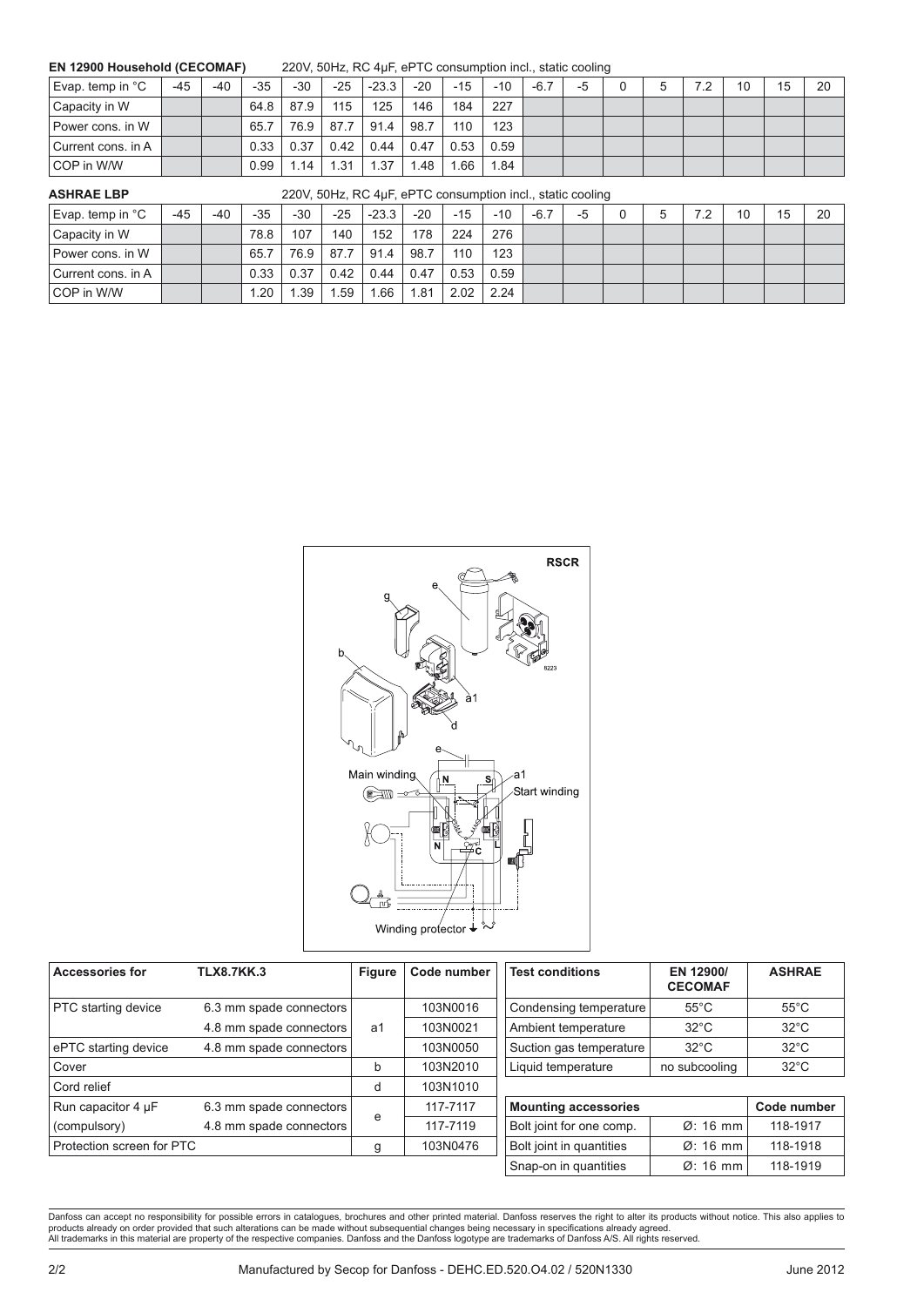**EN 12900 Household (CECOMAF)** 220V, 50Hz, RC 4µF, ePTC consumption incl., static cooling

| Evap. temp in °C | -45 | -40 | -35 | -30 | -25 | -23.3 | -20 | -15 | -10 | -6.7 | -5 | 0 | 5 | 7.2 | 10 | 15 | 20 |
|---|---|---|---|---|---|---|---|---|---|---|---|---|---|---|---|---|---|
| Capacity in W | | | 64.8 | 87.9 | 115 | 125 | 146 | 184 | 227 | | | | | | | | |
| Power cons. in W | | | 65.7 | 76.9 | 87.7 | 91.4 | 98.7 | 110 | 123 | | | | | | | | |
| Current cons. in A | | | 0.33 | 0.37 | 0.42 | 0.44 | 0.47 | 0.53 | 0.59 | | | | | | | | |
| COP in W/W | | | 0.99 | 1.14 | 1.31 | 1.37 | 1.48 | 1.66 | 1.84 | | | | | | | | |

**ASHRAE LBP** 220V, 50Hz, RC 4µF, ePTC consumption incl., static cooling

| Evap. temp in °C | -45 | -40 | -35 | -30 | -25 | -23.3 | -20 | -15 | -10 | -6.7 | -5 | 0 | 5 | 7.2 | 10 | 15 | 20 |
|---|---|---|---|---|---|---|---|---|---|---|---|---|---|---|---|---|---|
| Capacity in W | | | 78.8 | 107 | 140 | 152 | 178 | 224 | 276 | | | | | | | | |
| Power cons. in W | | | 65.7 | 76.9 | 87.7 | 91.4 | 98.7 | 110 | 123 | | | | | | | | |
| Current cons. in A | | | 0.33 | 0.37 | 0.42 | 0.44 | 0.47 | 0.53 | 0.59 | | | | | | | | |
| COP in W/W | | | 1.20 | 1.39 | 1.59 | 1.66 | 1.81 | 2.02 | 2.24 | | | | | | | | |

RSCR

g
e
b
a1
d
8223
e
Main winding
N
S
a1
Start winding
N
C
L
Winding protector

| Accessories for | TLX8.7KK.3 | Figure | Code number |
|---|---|---|---|
| PTC starting device | 6.3 mm spade connectors | a1 | 103N0016 |
| | 4.8 mm spade connectors | | 103N0021 |
| ePTC starting device | 4.8 mm spade connectors | | 103N0050 |
| Cover | | b | 103N2010 |
| Cord relief | | d | 103N1010 |
| Run capacitor 4 µF | 6.3 mm spade connectors | e | 117-7117 |
| (compulsory) | 4.8 mm spade connectors | | 117-7119 |
| Protection screen for PTC | | g | 103N0476 |

| Test conditions | EN 12900/ CECOMAF | ASHRAE |
|---|---|---|
| Condensing temperature | 55°C | 55°C |
| Ambient temperature | 32°C | 32°C |
| Suction gas temperature | 32°C | 32°C |
| Liquid temperature | no subcooling | 32°C |

| Mounting accessories | | Code number |
|---|---|---|
| Bolt joint for one comp. | Ø: 16 mm | 118-1917 |
| Bolt joint in quantities | Ø: 16 mm | 118-1918 |
| Snap-on in quantities | Ø: 16 mm | 118-1919 |

Danfoss can accept no responsibility for possible errors in catalogues, brochures and other printed material. Danfoss reserves the right to alter its products without notice. This also applies to products already on order provided that such alterations can be made without subsequential changes being necessary in specifications already agreed.
All trademarks in this material are property of the respective companies. Danfoss and the Danfoss logotype are trademarks of Danfoss A/S. All rights reserved.

Manufactured by Secop for Danfoss - DEHC.ED.520.O4.02 / 520N1330 June 2012